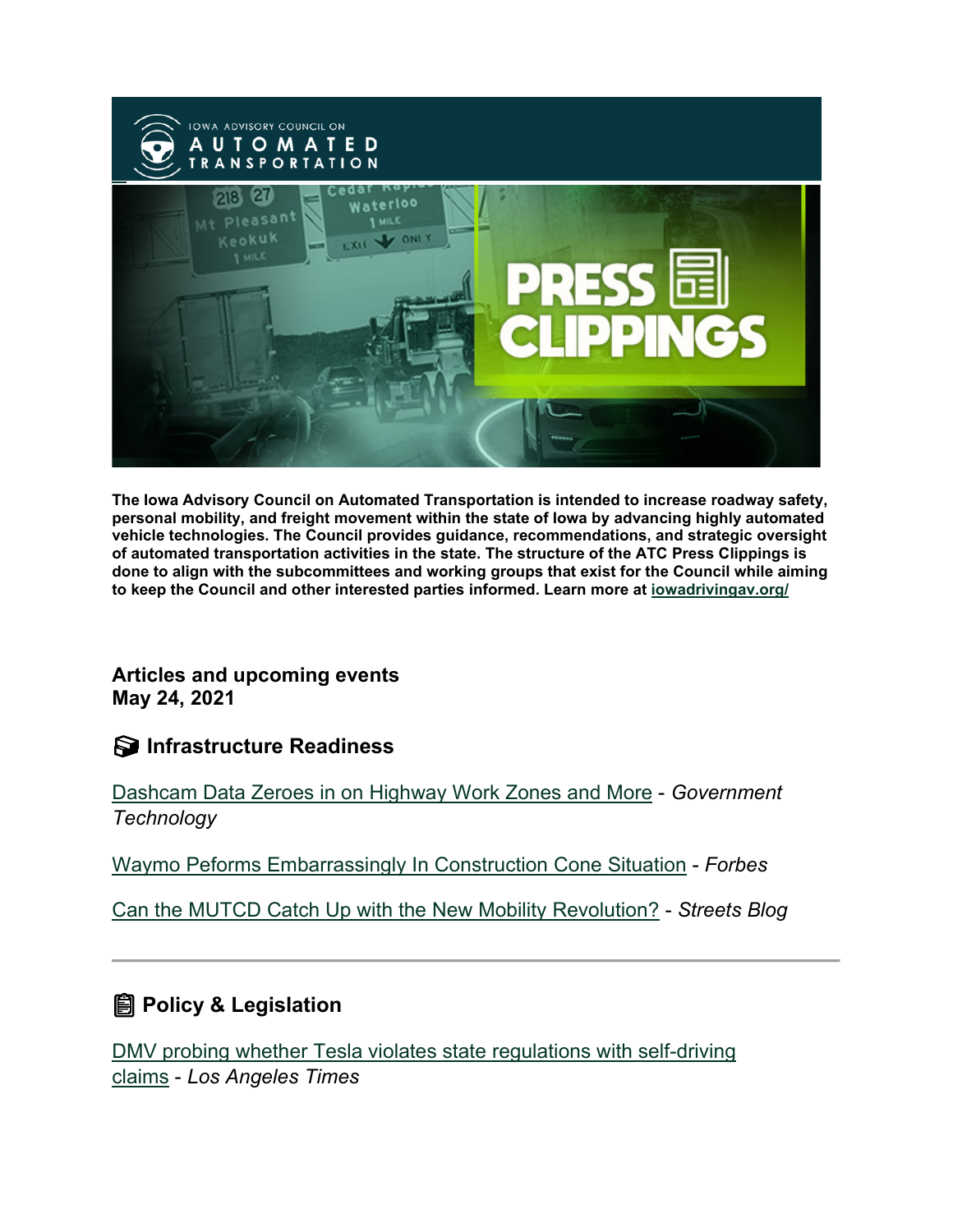The Iowa Advisory Council on Automated Transportation is intended to increase roadway safety, personal mobility, and freight movement within the state of Iowa by advancing highly automated vehicle technologies. The Council provides guidance, recommendations, and strategic oversight of automated transportation activities in the state. The structure of the ATC Press Clippings is done to align with the subcommittees and working groups that exist for the Council while aiming to keep the Council and other interested parties informed. Learn more at iowadrivingav.org/

**Articles and upcoming events**
**May 24, 2021**

## Infrastructure Readiness

Dashcam Data Zeroes in on Highway Work Zones and More - *Government Technology*

Waymo Peforms Embarrassingly In Construction Cone Situation - *Forbes*

Can the MUTCD Catch Up with the New Mobility Revolution? - *Streets Blog*

---

## Policy & Legislation

DMV probing whether Tesla violates state regulations with self-driving claims - *Los Angeles Times*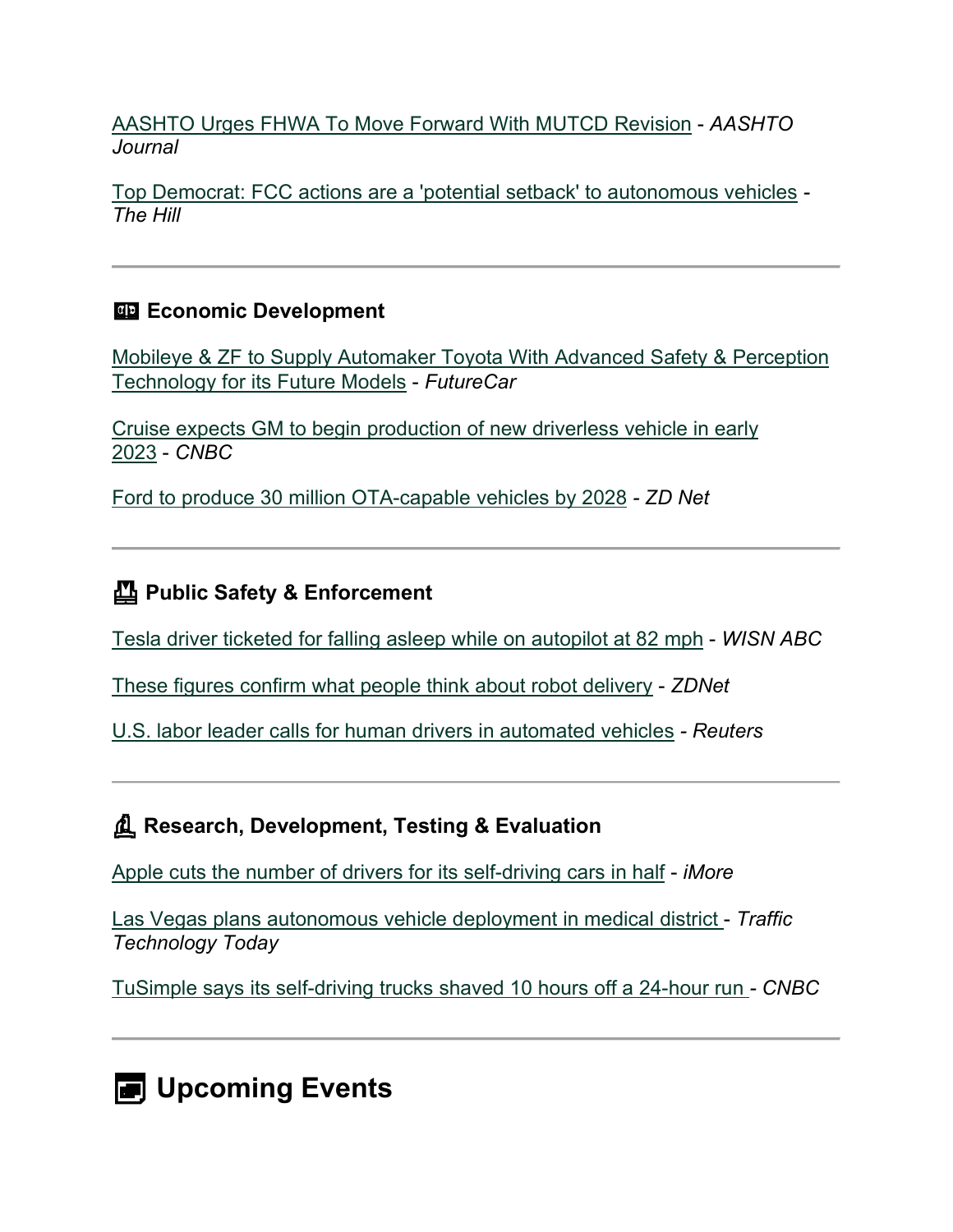AASHTO Urges FHWA To Move Forward With MUTCD Revision - *AASHTO Journal*

Top Democrat: FCC actions are a 'potential setback' to autonomous vehicles - *The Hill*

---

### Economic Development

Mobileye & ZF to Supply Automaker Toyota With Advanced Safety & Perception Technology for its Future Models - *FutureCar*

Cruise expects GM to begin production of new driverless vehicle in early 2023 - *CNBC*

Ford to produce 30 million OTA-capable vehicles by 2028 - *ZD Net*

---

### Public Safety & Enforcement

Tesla driver ticketed for falling asleep while on autopilot at 82 mph - *WISN ABC*

These figures confirm what people think about robot delivery - *ZDNet*

U.S. labor leader calls for human drivers in automated vehicles - *Reuters*

---

### Research, Development, Testing & Evaluation

Apple cuts the number of drivers for its self-driving cars in half - *iMore*

Las Vegas plans autonomous vehicle deployment in medical district - *Traffic Technology Today*

TuSimple says its self-driving trucks shaved 10 hours off a 24-hour run - *CNBC*

---

## Upcoming Events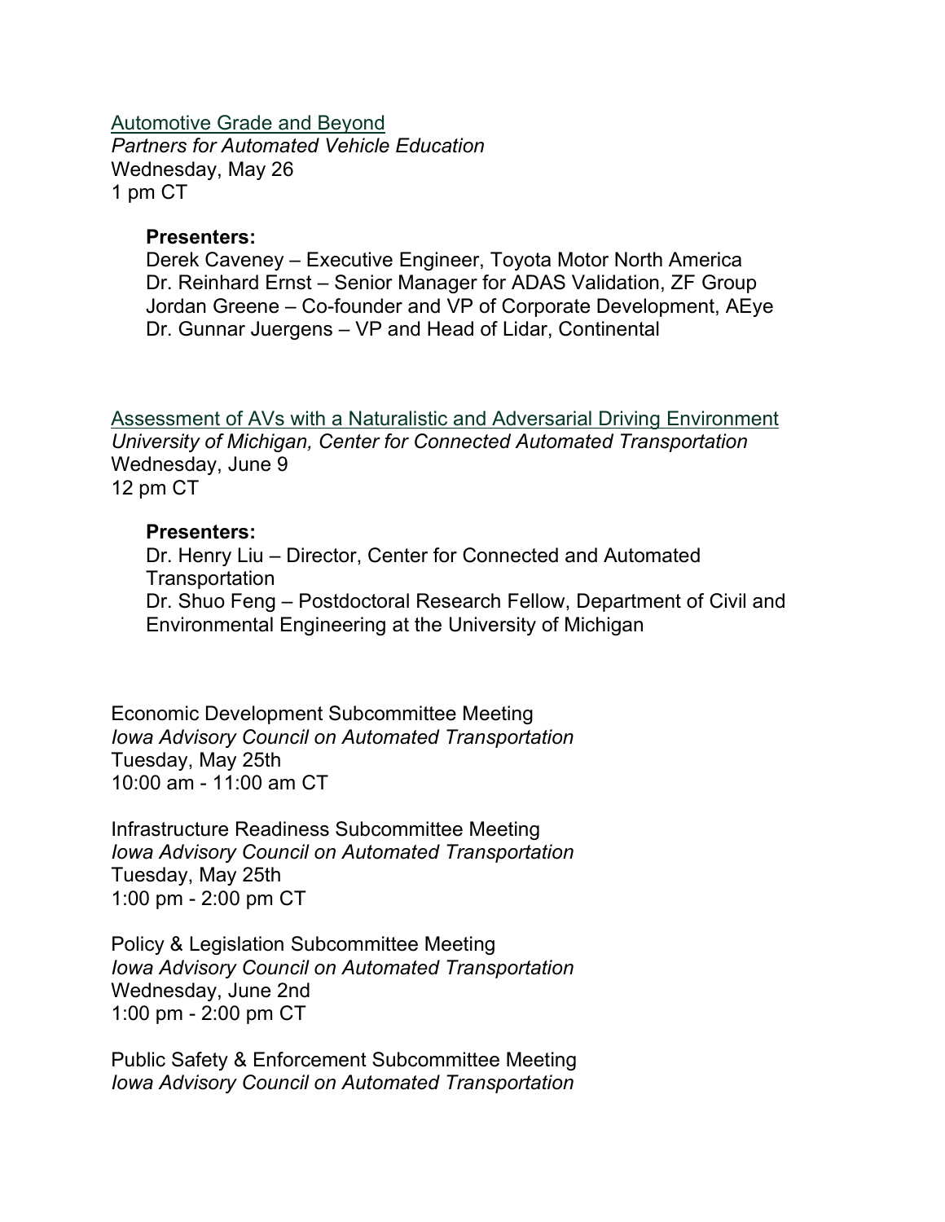Automotive Grade and Beyond
*Partners for Automated Vehicle Education*
Wednesday, May 26
1 pm CT

**Presenters:**
Derek Caveney – Executive Engineer, Toyota Motor North America
Dr. Reinhard Ernst – Senior Manager for ADAS Validation, ZF Group
Jordan Greene – Co-founder and VP of Corporate Development, AEye
Dr. Gunnar Juergens – VP and Head of Lidar, Continental

Assessment of AVs with a Naturalistic and Adversarial Driving Environment
*University of Michigan, Center for Connected Automated Transportation*
Wednesday, June 9
12 pm CT

**Presenters:**
Dr. Henry Liu – Director, Center for Connected and Automated Transportation
Dr. Shuo Feng – Postdoctoral Research Fellow, Department of Civil and Environmental Engineering at the University of Michigan

Economic Development Subcommittee Meeting
*Iowa Advisory Council on Automated Transportation*
Tuesday, May 25th
10:00 am - 11:00 am CT

Infrastructure Readiness Subcommittee Meeting
*Iowa Advisory Council on Automated Transportation*
Tuesday, May 25th
1:00 pm - 2:00 pm CT

Policy & Legislation Subcommittee Meeting
*Iowa Advisory Council on Automated Transportation*
Wednesday, June 2nd
1:00 pm - 2:00 pm CT

Public Safety & Enforcement Subcommittee Meeting
*Iowa Advisory Council on Automated Transportation*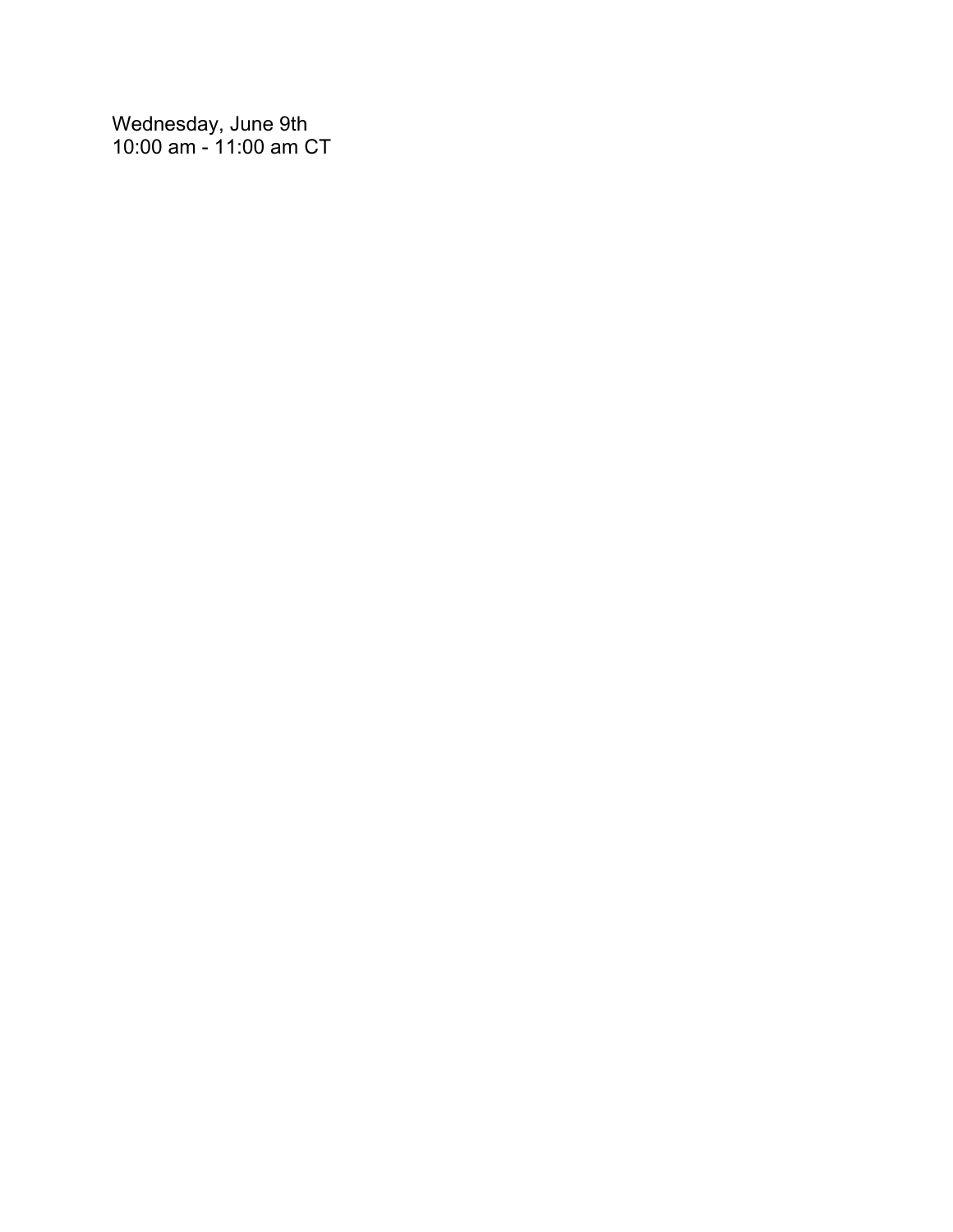Wednesday, June 9th
10:00 am - 11:00 am CT